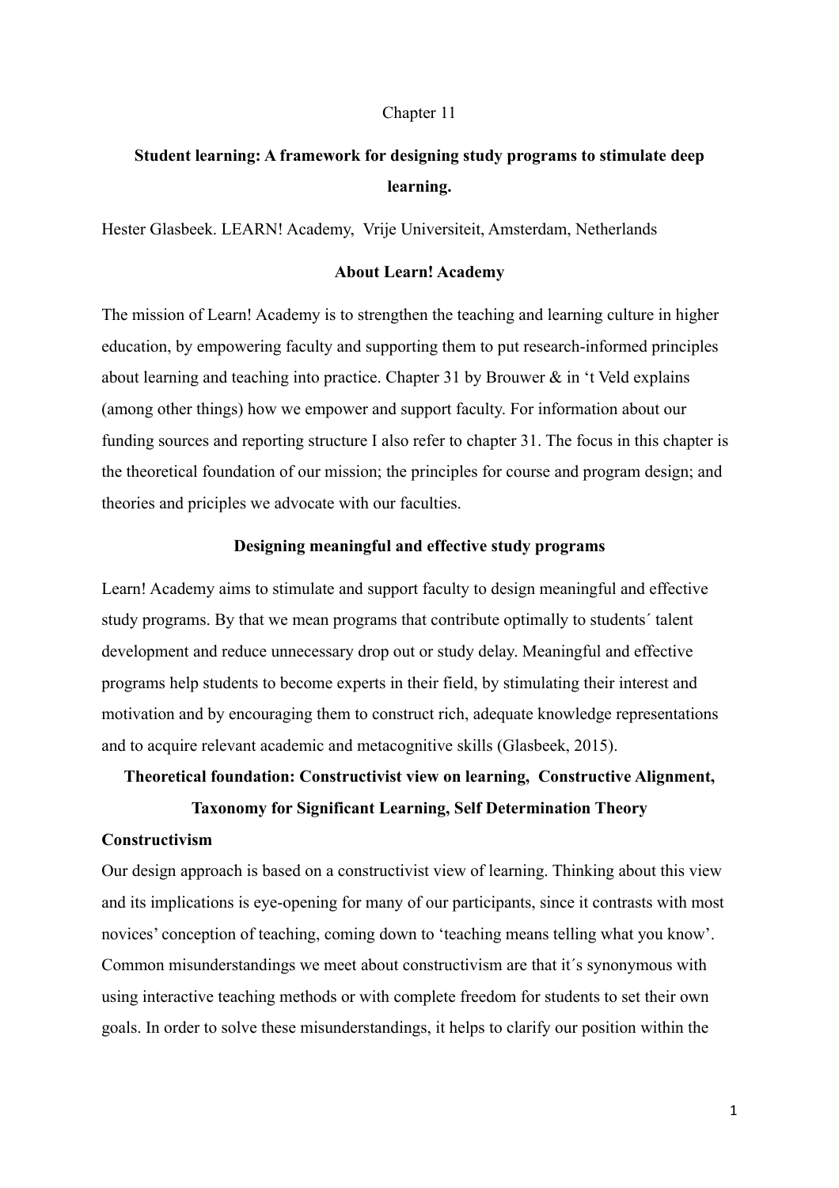Chapter 11

# Student learning: A framework for designing study programs to stimulate deep learning.

Hester Glasbeek. LEARN! Academy, Vrije Universiteit, Amsterdam, Netherlands

## About Learn! Academy

The mission of Learn! Academy is to strengthen the teaching and learning culture in higher education, by empowering faculty and supporting them to put research-informed principles about learning and teaching into practice. Chapter 31 by Brouwer & in 't Veld explains (among other things) how we empower and support faculty. For information about our funding sources and reporting structure I also refer to chapter 31. The focus in this chapter is the theoretical foundation of our mission; the principles for course and program design; and theories and priciples we advocate with our faculties.

## Designing meaningful and effective study programs

Learn! Academy aims to stimulate and support faculty to design meaningful and effective study programs. By that we mean programs that contribute optimally to students´ talent development and reduce unnecessary drop out or study delay. Meaningful and effective programs help students to become experts in their field, by stimulating their interest and motivation and by encouraging them to construct rich, adequate knowledge representations and to acquire relevant academic and metacognitive skills (Glasbeek, 2015).

## Theoretical foundation: Constructivist view on learning, Constructive Alignment, Taxonomy for Significant Learning, Self Determination Theory

### Constructivism

Our design approach is based on a constructivist view of learning. Thinking about this view and its implications is eye-opening for many of our participants, since it contrasts with most novices' conception of teaching, coming down to 'teaching means telling what you know'. Common misunderstandings we meet about constructivism are that it´s synonymous with using interactive teaching methods or with complete freedom for students to set their own goals. In order to solve these misunderstandings, it helps to clarify our position within the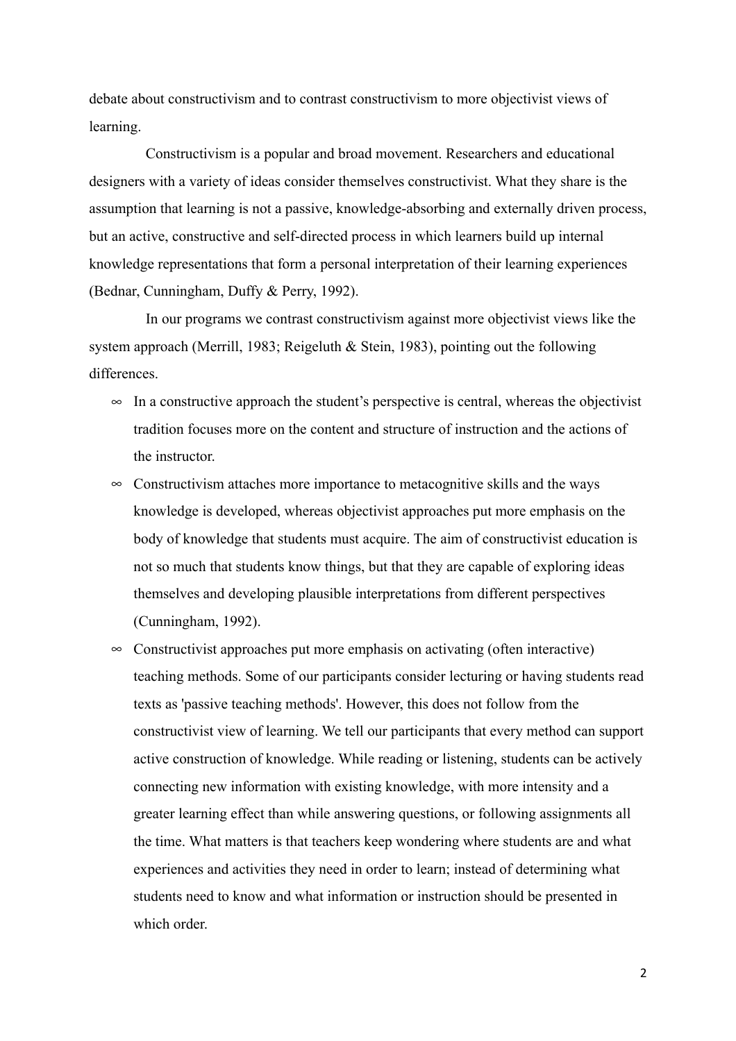debate about constructivism and to contrast constructivism to more objectivist views of learning.

Constructivism is a popular and broad movement. Researchers and educational designers with a variety of ideas consider themselves constructivist. What they share is the assumption that learning is not a passive, knowledge-absorbing and externally driven process, but an active, constructive and self-directed process in which learners build up internal knowledge representations that form a personal interpretation of their learning experiences (Bednar, Cunningham, Duffy & Perry, 1992).

In our programs we contrast constructivism against more objectivist views like the system approach (Merrill, 1983; Reigeluth & Stein, 1983), pointing out the following differences.

- In a constructive approach the student's perspective is central, whereas the objectivist tradition focuses more on the content and structure of instruction and the actions of the instructor.
- Constructivism attaches more importance to metacognitive skills and the ways knowledge is developed, whereas objectivist approaches put more emphasis on the body of knowledge that students must acquire. The aim of constructivist education is not so much that students know things, but that they are capable of exploring ideas themselves and developing plausible interpretations from different perspectives (Cunningham, 1992).
- Constructivist approaches put more emphasis on activating (often interactive) teaching methods. Some of our participants consider lecturing or having students read texts as 'passive teaching methods'. However, this does not follow from the constructivist view of learning. We tell our participants that every method can support active construction of knowledge. While reading or listening, students can be actively connecting new information with existing knowledge, with more intensity and a greater learning effect than while answering questions, or following assignments all the time. What matters is that teachers keep wondering where students are and what experiences and activities they need in order to learn; instead of determining what students need to know and what information or instruction should be presented in which order.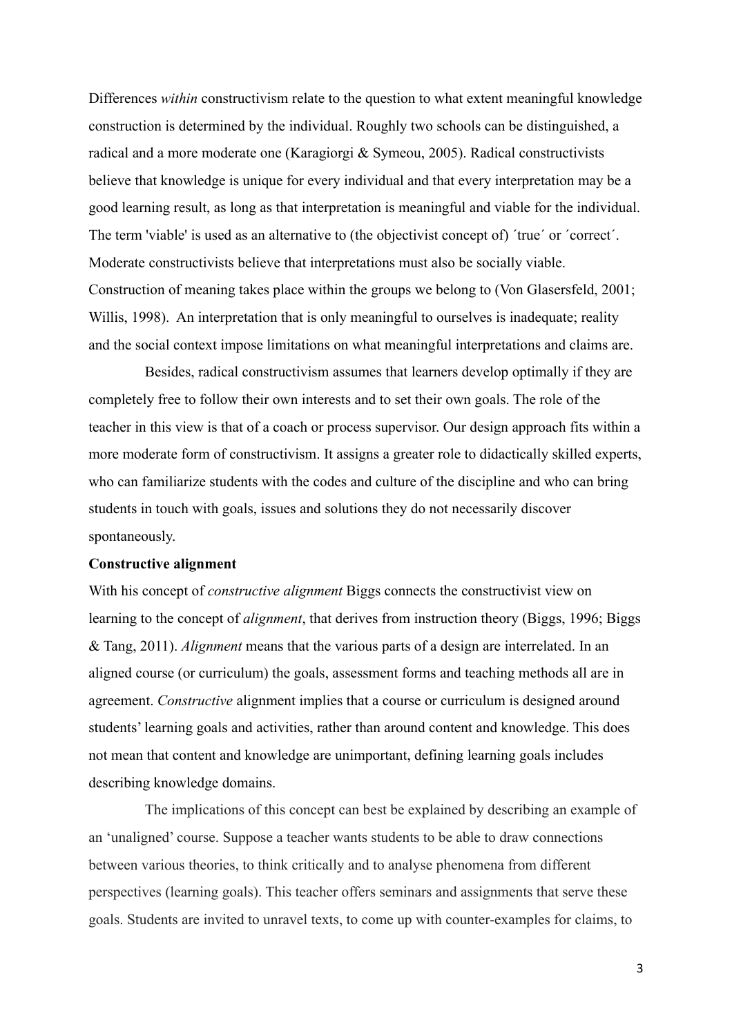Differences *within* constructivism relate to the question to what extent meaningful knowledge construction is determined by the individual. Roughly two schools can be distinguished, a radical and a more moderate one (Karagiorgi & Symeou, 2005). Radical constructivists believe that knowledge is unique for every individual and that every interpretation may be a good learning result, as long as that interpretation is meaningful and viable for the individual. The term 'viable' is used as an alternative to (the objectivist concept of) ´true´ or ´correct´. Moderate constructivists believe that interpretations must also be socially viable. Construction of meaning takes place within the groups we belong to (Von Glasersfeld, 2001; Willis, 1998). An interpretation that is only meaningful to ourselves is inadequate; reality and the social context impose limitations on what meaningful interpretations and claims are.

Besides, radical constructivism assumes that learners develop optimally if they are completely free to follow their own interests and to set their own goals. The role of the teacher in this view is that of a coach or process supervisor. Our design approach fits within a more moderate form of constructivism. It assigns a greater role to didactically skilled experts, who can familiarize students with the codes and culture of the discipline and who can bring students in touch with goals, issues and solutions they do not necessarily discover spontaneously.

**Constructive alignment**

With his concept of *constructive alignment* Biggs connects the constructivist view on learning to the concept of *alignment*, that derives from instruction theory (Biggs, 1996; Biggs & Tang, 2011). *Alignment* means that the various parts of a design are interrelated. In an aligned course (or curriculum) the goals, assessment forms and teaching methods all are in agreement. *Constructive* alignment implies that a course or curriculum is designed around students' learning goals and activities, rather than around content and knowledge. This does not mean that content and knowledge are unimportant, defining learning goals includes describing knowledge domains.

The implications of this concept can best be explained by describing an example of an 'unaligned' course. Suppose a teacher wants students to be able to draw connections between various theories, to think critically and to analyse phenomena from different perspectives (learning goals). This teacher offers seminars and assignments that serve these goals. Students are invited to unravel texts, to come up with counter-examples for claims, to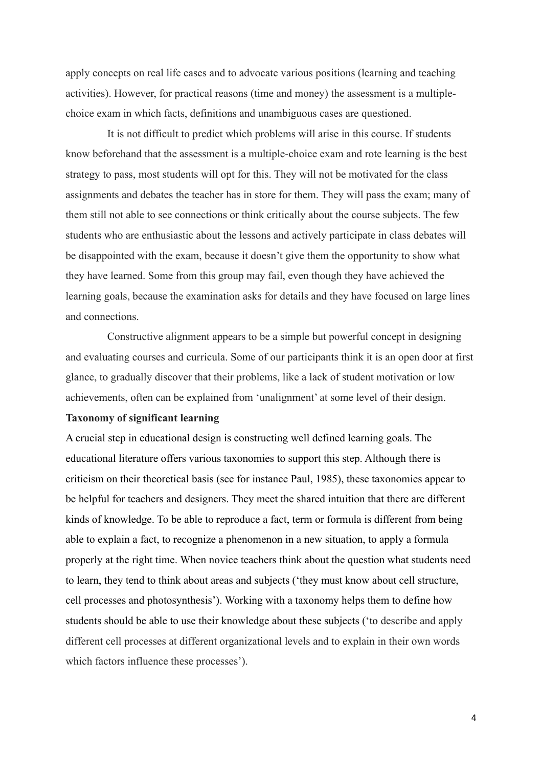apply concepts on real life cases and to advocate various positions (learning and teaching activities). However, for practical reasons (time and money) the assessment is a multiple-choice exam in which facts, definitions and unambiguous cases are questioned.

It is not difficult to predict which problems will arise in this course. If students know beforehand that the assessment is a multiple-choice exam and rote learning is the best strategy to pass, most students will opt for this. They will not be motivated for the class assignments and debates the teacher has in store for them. They will pass the exam; many of them still not able to see connections or think critically about the course subjects. The few students who are enthusiastic about the lessons and actively participate in class debates will be disappointed with the exam, because it doesn't give them the opportunity to show what they have learned. Some from this group may fail, even though they have achieved the learning goals, because the examination asks for details and they have focused on large lines and connections.

Constructive alignment appears to be a simple but powerful concept in designing and evaluating courses and curricula. Some of our participants think it is an open door at first glance, to gradually discover that their problems, like a lack of student motivation or low achievements, often can be explained from 'unalignment' at some level of their design.

**Taxonomy of significant learning**

A crucial step in educational design is constructing well defined learning goals. The educational literature offers various taxonomies to support this step. Although there is criticism on their theoretical basis (see for instance Paul, 1985), these taxonomies appear to be helpful for teachers and designers. They meet the shared intuition that there are different kinds of knowledge. To be able to reproduce a fact, term or formula is different from being able to explain a fact, to recognize a phenomenon in a new situation, to apply a formula properly at the right time. When novice teachers think about the question what students need to learn, they tend to think about areas and subjects ('they must know about cell structure, cell processes and photosynthesis'). Working with a taxonomy helps them to define how students should be able to use their knowledge about these subjects ('to describe and apply different cell processes at different organizational levels and to explain in their own words which factors influence these processes').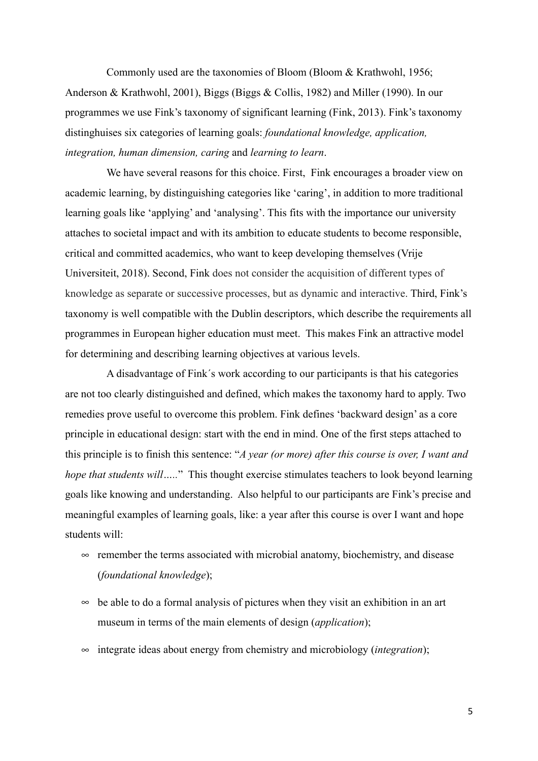Commonly used are the taxonomies of Bloom (Bloom & Krathwohl, 1956; Anderson & Krathwohl, 2001), Biggs (Biggs & Collis, 1982) and Miller (1990). In our programmes we use Fink's taxonomy of significant learning (Fink, 2013). Fink's taxonomy distinghuises six categories of learning goals: *foundational knowledge, application, integration, human dimension, caring* and *learning to learn*.

We have several reasons for this choice. First, Fink encourages a broader view on academic learning, by distinguishing categories like 'caring', in addition to more traditional learning goals like 'applying' and 'analysing'. This fits with the importance our university attaches to societal impact and with its ambition to educate students to become responsible, critical and committed academics, who want to keep developing themselves (Vrije Universiteit, 2018). Second, Fink does not consider the acquisition of different types of knowledge as separate or successive processes, but as dynamic and interactive. Third, Fink's taxonomy is well compatible with the Dublin descriptors, which describe the requirements all programmes in European higher education must meet. This makes Fink an attractive model for determining and describing learning objectives at various levels.

A disadvantage of Fink´s work according to our participants is that his categories are not too clearly distinguished and defined, which makes the taxonomy hard to apply. Two remedies prove useful to overcome this problem. Fink defines 'backward design' as a core principle in educational design: start with the end in mind. One of the first steps attached to this principle is to finish this sentence: "*A year (or more) after this course is over, I want and hope that students will…..*" This thought exercise stimulates teachers to look beyond learning goals like knowing and understanding. Also helpful to our participants are Fink's precise and meaningful examples of learning goals, like: a year after this course is over I want and hope students will:

- remember the terms associated with microbial anatomy, biochemistry, and disease (*foundational knowledge*);
- be able to do a formal analysis of pictures when they visit an exhibition in an art museum in terms of the main elements of design (*application*);
- integrate ideas about energy from chemistry and microbiology (*integration*);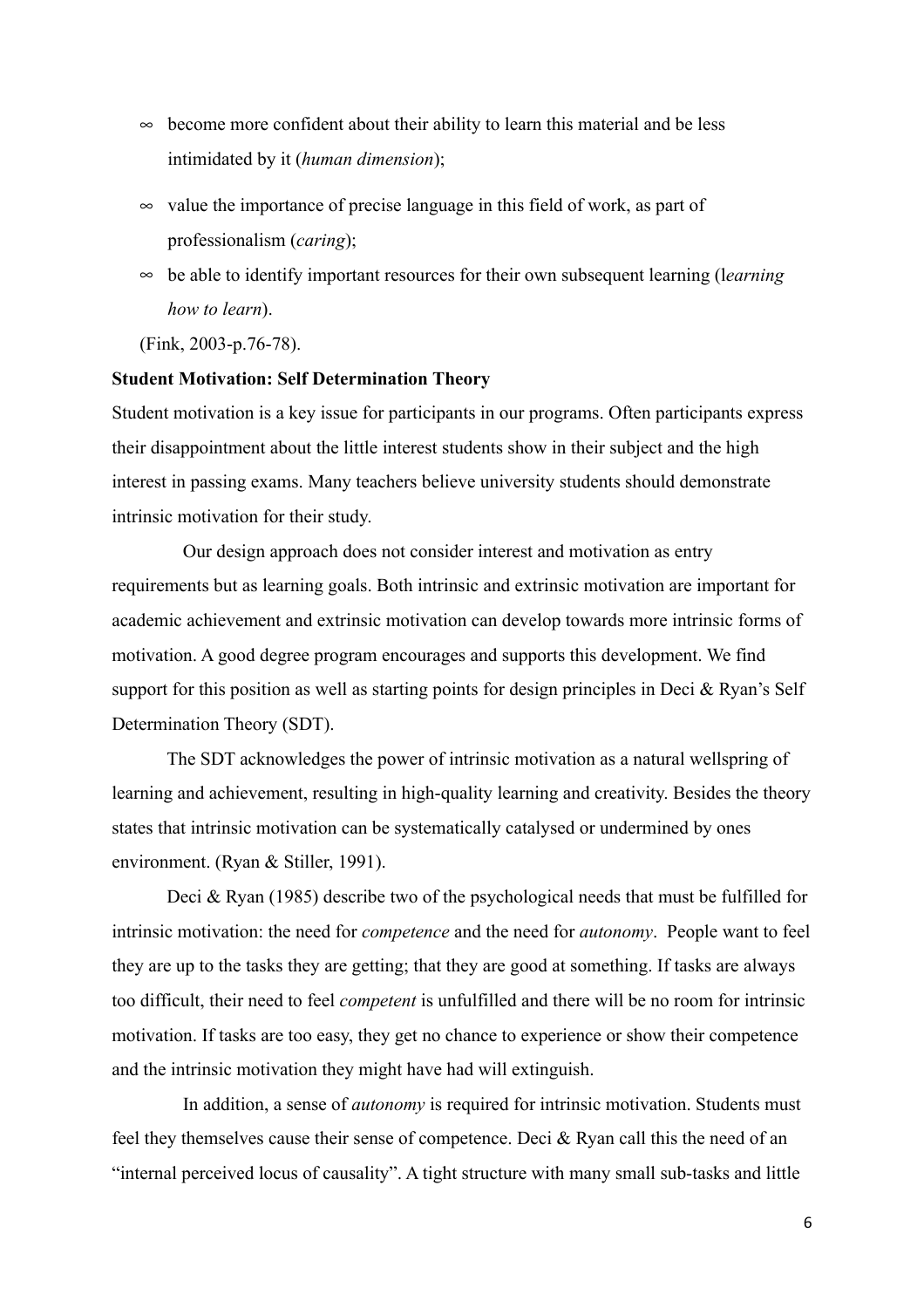- become more confident about their ability to learn this material and be less intimidated by it (*human dimension*);
- value the importance of precise language in this field of work, as part of professionalism (*caring*);
- be able to identify important resources for their own subsequent learning (l*earning how to learn*).

(Fink, 2003-p.76-78).

**Student Motivation: Self Determination Theory**

Student motivation is a key issue for participants in our programs. Often participants express their disappointment about the little interest students show in their subject and the high interest in passing exams. Many teachers believe university students should demonstrate intrinsic motivation for their study.

Our design approach does not consider interest and motivation as entry requirements but as learning goals. Both intrinsic and extrinsic motivation are important for academic achievement and extrinsic motivation can develop towards more intrinsic forms of motivation. A good degree program encourages and supports this development. We find support for this position as well as starting points for design principles in Deci & Ryan's Self Determination Theory (SDT).

The SDT acknowledges the power of intrinsic motivation as a natural wellspring of learning and achievement, resulting in high-quality learning and creativity. Besides the theory states that intrinsic motivation can be systematically catalysed or undermined by ones environment. (Ryan & Stiller, 1991).

Deci & Ryan (1985) describe two of the psychological needs that must be fulfilled for intrinsic motivation: the need for *competence* and the need for *autonomy*. People want to feel they are up to the tasks they are getting; that they are good at something. If tasks are always too difficult, their need to feel *competent* is unfulfilled and there will be no room for intrinsic motivation. If tasks are too easy, they get no chance to experience or show their competence and the intrinsic motivation they might have had will extinguish.

In addition, a sense of *autonomy* is required for intrinsic motivation. Students must feel they themselves cause their sense of competence. Deci & Ryan call this the need of an "internal perceived locus of causality". A tight structure with many small sub-tasks and little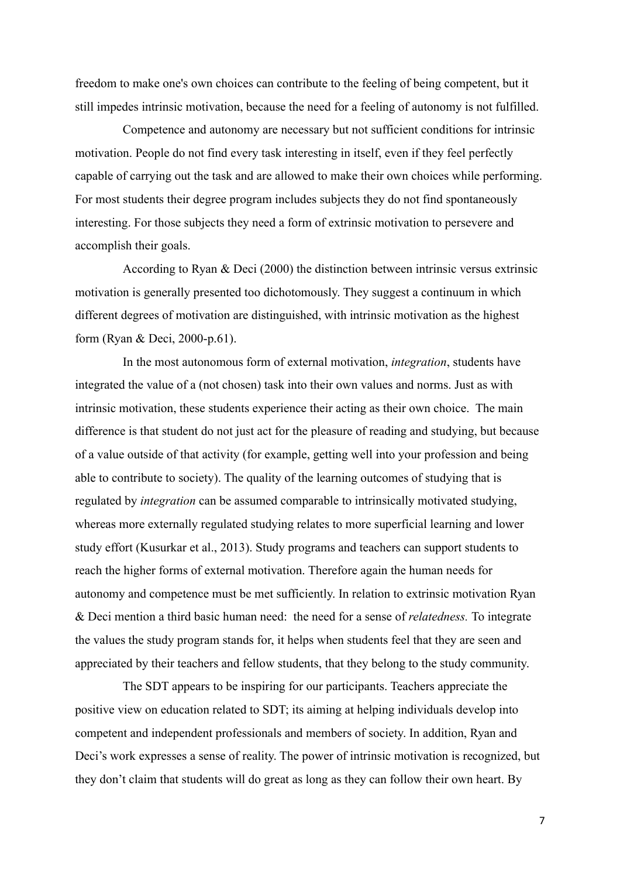freedom to make one's own choices can contribute to the feeling of being competent, but it still impedes intrinsic motivation, because the need for a feeling of autonomy is not fulfilled.

Competence and autonomy are necessary but not sufficient conditions for intrinsic motivation. People do not find every task interesting in itself, even if they feel perfectly capable of carrying out the task and are allowed to make their own choices while performing. For most students their degree program includes subjects they do not find spontaneously interesting. For those subjects they need a form of extrinsic motivation to persevere and accomplish their goals.

According to Ryan & Deci (2000) the distinction between intrinsic versus extrinsic motivation is generally presented too dichotomously. They suggest a continuum in which different degrees of motivation are distinguished, with intrinsic motivation as the highest form (Ryan & Deci, 2000-p.61).

In the most autonomous form of external motivation, *integration*, students have integrated the value of a (not chosen) task into their own values and norms. Just as with intrinsic motivation, these students experience their acting as their own choice. The main difference is that student do not just act for the pleasure of reading and studying, but because of a value outside of that activity (for example, getting well into your profession and being able to contribute to society). The quality of the learning outcomes of studying that is regulated by *integration* can be assumed comparable to intrinsically motivated studying, whereas more externally regulated studying relates to more superficial learning and lower study effort (Kusurkar et al., 2013). Study programs and teachers can support students to reach the higher forms of external motivation. Therefore again the human needs for autonomy and competence must be met sufficiently. In relation to extrinsic motivation Ryan & Deci mention a third basic human need: the need for a sense of *relatedness.* To integrate the values the study program stands for, it helps when students feel that they are seen and appreciated by their teachers and fellow students, that they belong to the study community.

The SDT appears to be inspiring for our participants. Teachers appreciate the positive view on education related to SDT; its aiming at helping individuals develop into competent and independent professionals and members of society. In addition, Ryan and Deci's work expresses a sense of reality. The power of intrinsic motivation is recognized, but they don't claim that students will do great as long as they can follow their own heart. By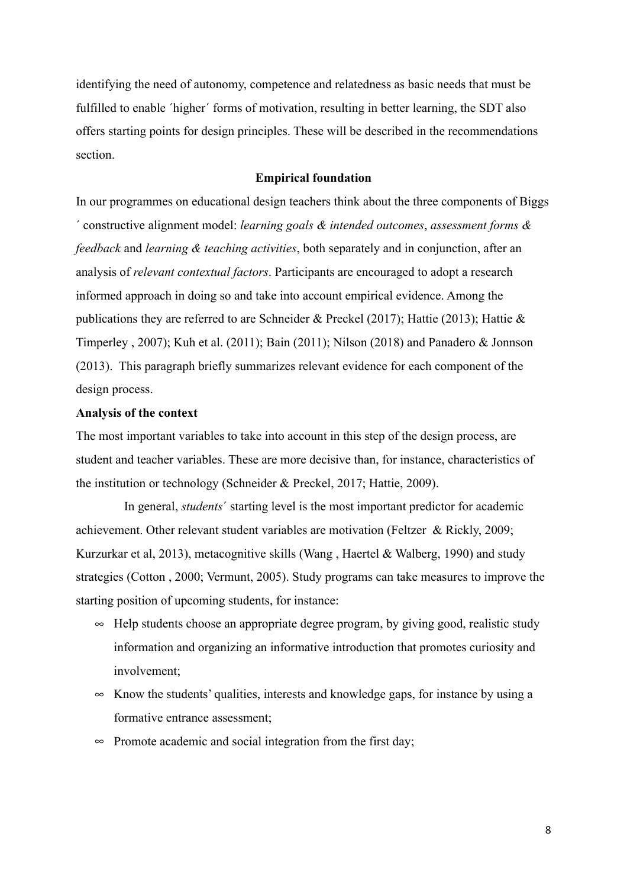identifying the need of autonomy, competence and relatedness as basic needs that must be fulfilled to enable ´higher´ forms of motivation, resulting in better learning, the SDT also offers starting points for design principles. These will be described in the recommendations section.

## Empirical foundation

In our programmes on educational design teachers think about the three components of Biggs ´ constructive alignment model: *learning goals & intended outcomes*, *assessment forms & feedback* and *learning & teaching activities*, both separately and in conjunction, after an analysis of *relevant contextual factors*. Participants are encouraged to adopt a research informed approach in doing so and take into account empirical evidence. Among the publications they are referred to are Schneider & Preckel (2017); Hattie (2013); Hattie & Timperley , 2007); Kuh et al. (2011); Bain (2011); Nilson (2018) and Panadero & Jonnson (2013). This paragraph briefly summarizes relevant evidence for each component of the design process.

### Analysis of the context

The most important variables to take into account in this step of the design process, are student and teacher variables. These are more decisive than, for instance, characteristics of the institution or technology (Schneider & Preckel, 2017; Hattie, 2009).

In general, *students´* starting level is the most important predictor for academic achievement. Other relevant student variables are motivation (Feltzer & Rickly, 2009; Kurzurkar et al, 2013), metacognitive skills (Wang , Haertel & Walberg, 1990) and study strategies (Cotton , 2000; Vermunt, 2005). Study programs can take measures to improve the starting position of upcoming students, for instance:

- Help students choose an appropriate degree program, by giving good, realistic study information and organizing an informative introduction that promotes curiosity and involvement;
- Know the students' qualities, interests and knowledge gaps, for instance by using a formative entrance assessment;
- Promote academic and social integration from the first day;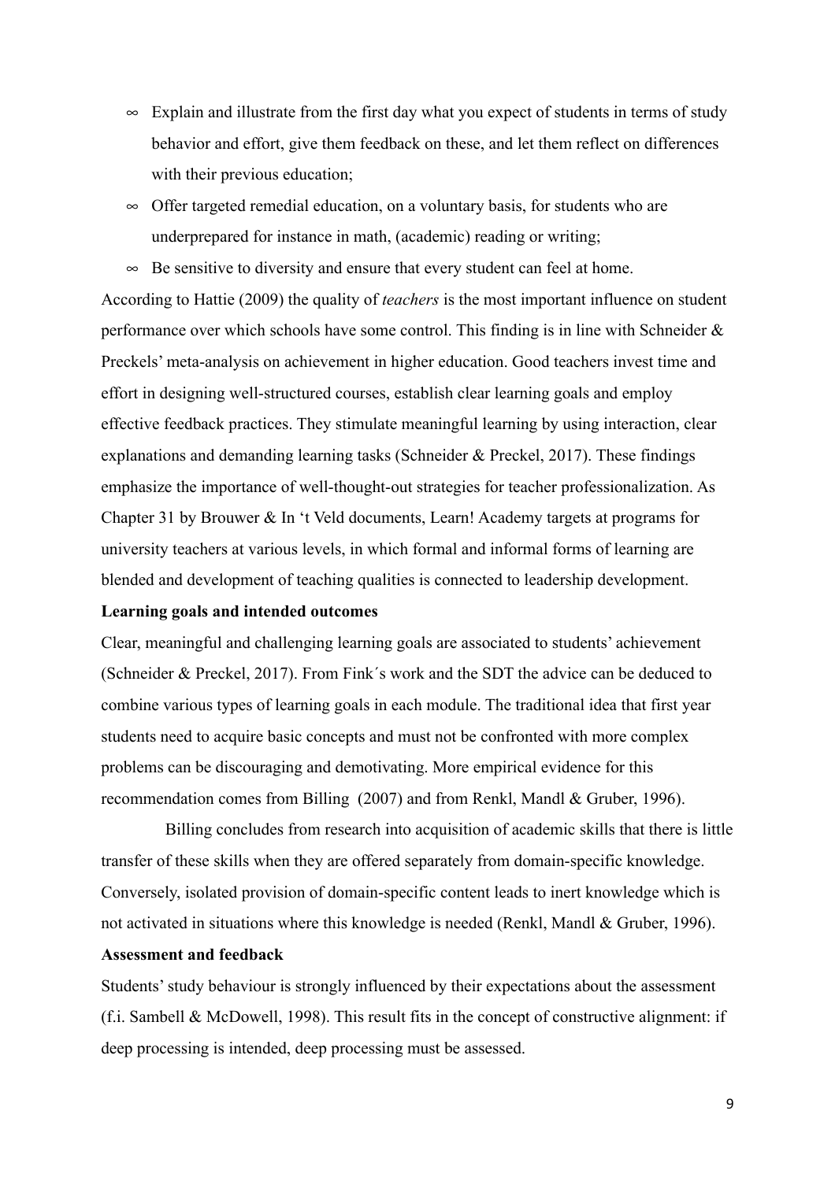- Explain and illustrate from the first day what you expect of students in terms of study behavior and effort, give them feedback on these, and let them reflect on differences with their previous education;
- Offer targeted remedial education, on a voluntary basis, for students who are underprepared for instance in math, (academic) reading or writing;
- Be sensitive to diversity and ensure that every student can feel at home.

According to Hattie (2009) the quality of *teachers* is the most important influence on student performance over which schools have some control. This finding is in line with Schneider & Preckels' meta-analysis on achievement in higher education. Good teachers invest time and effort in designing well-structured courses, establish clear learning goals and employ effective feedback practices. They stimulate meaningful learning by using interaction, clear explanations and demanding learning tasks (Schneider & Preckel, 2017). These findings emphasize the importance of well-thought-out strategies for teacher professionalization. As Chapter 31 by Brouwer & In 't Veld documents, Learn! Academy targets at programs for university teachers at various levels, in which formal and informal forms of learning are blended and development of teaching qualities is connected to leadership development.

**Learning goals and intended outcomes**

Clear, meaningful and challenging learning goals are associated to students' achievement (Schneider & Preckel, 2017). From Fink´s work and the SDT the advice can be deduced to combine various types of learning goals in each module. The traditional idea that first year students need to acquire basic concepts and must not be confronted with more complex problems can be discouraging and demotivating. More empirical evidence for this recommendation comes from Billing (2007) and from Renkl, Mandl & Gruber, 1996).

Billing concludes from research into acquisition of academic skills that there is little transfer of these skills when they are offered separately from domain-specific knowledge. Conversely, isolated provision of domain-specific content leads to inert knowledge which is not activated in situations where this knowledge is needed (Renkl, Mandl & Gruber, 1996).

**Assessment and feedback**

Students' study behaviour is strongly influenced by their expectations about the assessment (f.i. Sambell & McDowell, 1998). This result fits in the concept of constructive alignment: if deep processing is intended, deep processing must be assessed.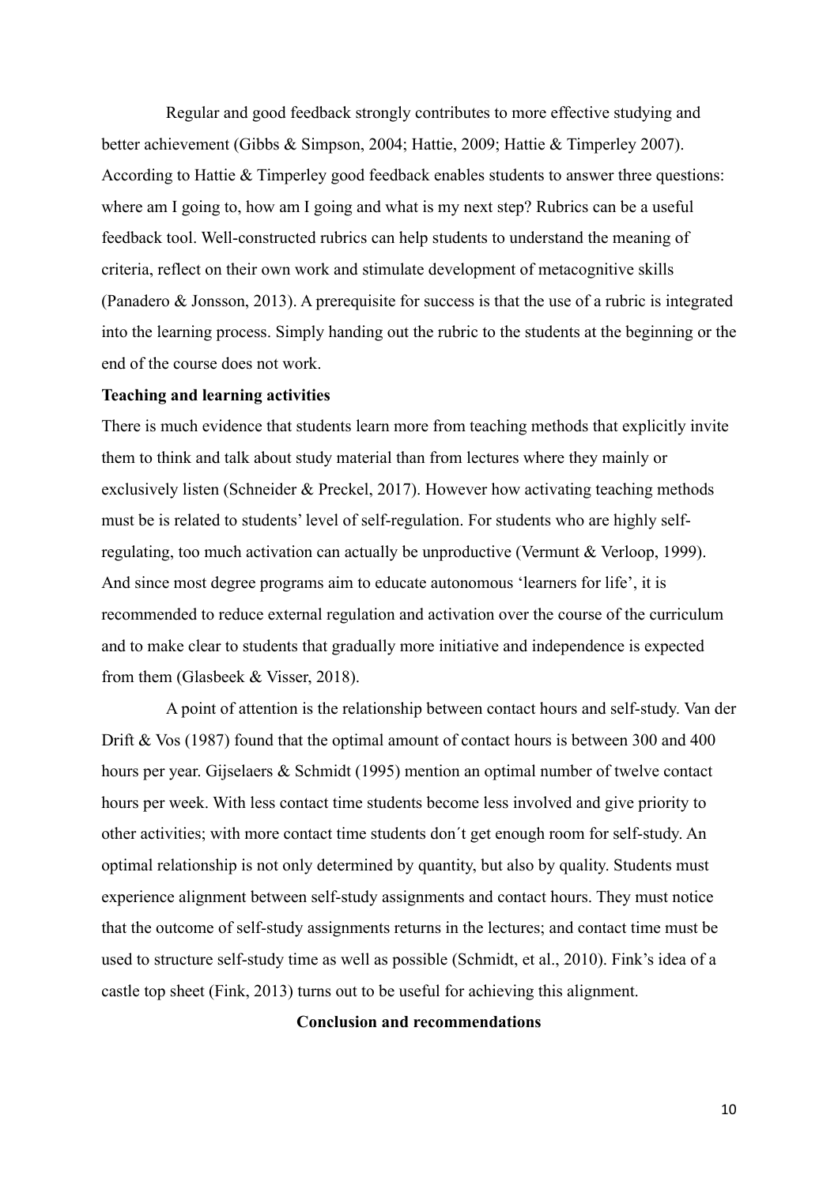Regular and good feedback strongly contributes to more effective studying and better achievement (Gibbs & Simpson, 2004; Hattie, 2009; Hattie & Timperley 2007). According to Hattie & Timperley good feedback enables students to answer three questions: where am I going to, how am I going and what is my next step? Rubrics can be a useful feedback tool. Well-constructed rubrics can help students to understand the meaning of criteria, reflect on their own work and stimulate development of metacognitive skills (Panadero & Jonsson, 2013). A prerequisite for success is that the use of a rubric is integrated into the learning process. Simply handing out the rubric to the students at the beginning or the end of the course does not work.

**Teaching and learning activities**

There is much evidence that students learn more from teaching methods that explicitly invite them to think and talk about study material than from lectures where they mainly or exclusively listen (Schneider & Preckel, 2017). However how activating teaching methods must be is related to students' level of self-regulation. For students who are highly self-regulating, too much activation can actually be unproductive (Vermunt & Verloop, 1999). And since most degree programs aim to educate autonomous 'learners for life', it is recommended to reduce external regulation and activation over the course of the curriculum and to make clear to students that gradually more initiative and independence is expected from them (Glasbeek & Visser, 2018).

A point of attention is the relationship between contact hours and self-study. Van der Drift & Vos (1987) found that the optimal amount of contact hours is between 300 and 400 hours per year. Gijselaers & Schmidt (1995) mention an optimal number of twelve contact hours per week. With less contact time students become less involved and give priority to other activities; with more contact time students don´t get enough room for self-study. An optimal relationship is not only determined by quantity, but also by quality. Students must experience alignment between self-study assignments and contact hours. They must notice that the outcome of self-study assignments returns in the lectures; and contact time must be used to structure self-study time as well as possible (Schmidt, et al., 2010). Fink's idea of a castle top sheet (Fink, 2013) turns out to be useful for achieving this alignment.

## Conclusion and recommendations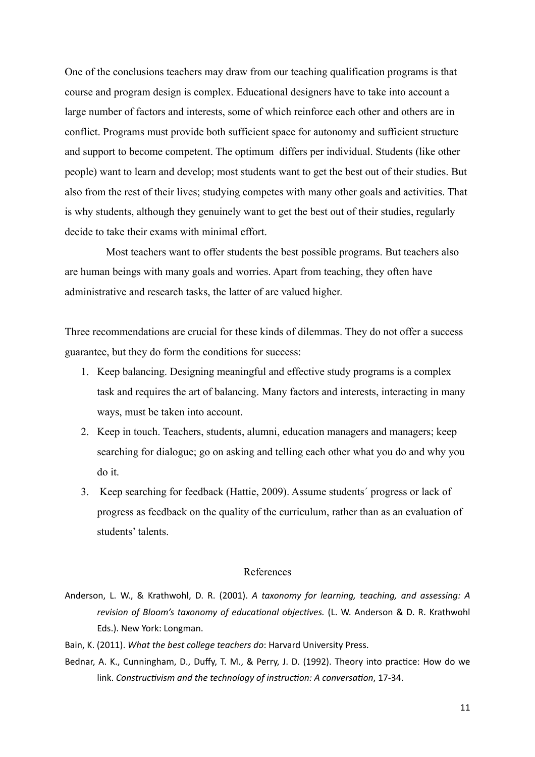One of the conclusions teachers may draw from our teaching qualification programs is that course and program design is complex. Educational designers have to take into account a large number of factors and interests, some of which reinforce each other and others are in conflict. Programs must provide both sufficient space for autonomy and sufficient structure and support to become competent. The optimum differs per individual. Students (like other people) want to learn and develop; most students want to get the best out of their studies. But also from the rest of their lives; studying competes with many other goals and activities. That is why students, although they genuinely want to get the best out of their studies, regularly decide to take their exams with minimal effort.

Most teachers want to offer students the best possible programs. But teachers also are human beings with many goals and worries. Apart from teaching, they often have administrative and research tasks, the latter of are valued higher.

Three recommendations are crucial for these kinds of dilemmas. They do not offer a success guarantee, but they do form the conditions for success:

1. Keep balancing. Designing meaningful and effective study programs is a complex task and requires the art of balancing. Many factors and interests, interacting in many ways, must be taken into account.
2. Keep in touch. Teachers, students, alumni, education managers and managers; keep searching for dialogue; go on asking and telling each other what you do and why you do it.
3. Keep searching for feedback (Hattie, 2009). Assume students´ progress or lack of progress as feedback on the quality of the curriculum, rather than as an evaluation of students' talents.

## References

Anderson, L. W., & Krathwohl, D. R. (2001). *A taxonomy for learning, teaching, and assessing: A revision of Bloom's taxonomy of educational objectives.* (L. W. Anderson & D. R. Krathwohl Eds.). New York: Longman.

Bain, K. (2011). *What the best college teachers do*: Harvard University Press.

Bednar, A. K., Cunningham, D., Duffy, T. M., & Perry, J. D. (1992). Theory into practice: How do we link. *Constructivism and the technology of instruction: A conversation*, 17-34.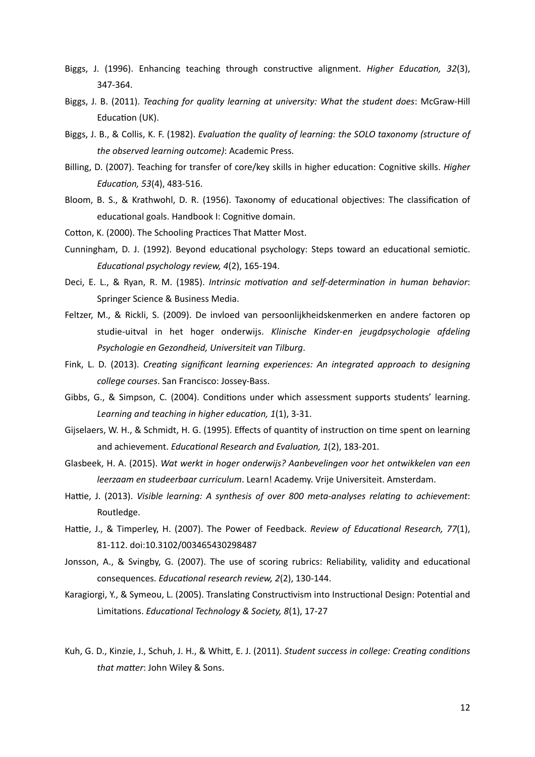Biggs, J. (1996). Enhancing teaching through constructive alignment. *Higher Education, 32*(3), 347-364.

Biggs, J. B. (2011). *Teaching for quality learning at university: What the student does*: McGraw-Hill Education (UK).

Biggs, J. B., & Collis, K. F. (1982). *Evaluation the quality of learning: the SOLO taxonomy (structure of the observed learning outcome)*: Academic Press.

Billing, D. (2007). Teaching for transfer of core/key skills in higher education: Cognitive skills. *Higher Education, 53*(4), 483-516.

Bloom, B. S., & Krathwohl, D. R. (1956). Taxonomy of educational objectives: The classification of educational goals. Handbook I: Cognitive domain.

Cotton, K. (2000). The Schooling Practices That Matter Most.

Cunningham, D. J. (1992). Beyond educational psychology: Steps toward an educational semiotic. *Educational psychology review, 4*(2), 165-194.

Deci, E. L., & Ryan, R. M. (1985). *Intrinsic motivation and self-determination in human behavior*: Springer Science & Business Media.

Feltzer, M., & Rickli, S. (2009). De invloed van persoonlijkheidskenmerken en andere factoren op studie-uitval in het hoger onderwijs. *Klinische Kinder-en jeugdpsychologie afdeling Psychologie en Gezondheid, Universiteit van Tilburg*.

Fink, L. D. (2013). *Creating significant learning experiences: An integrated approach to designing college courses*. San Francisco: Jossey-Bass.

Gibbs, G., & Simpson, C. (2004). Conditions under which assessment supports students' learning. *Learning and teaching in higher education, 1*(1), 3-31.

Gijselaers, W. H., & Schmidt, H. G. (1995). Effects of quantity of instruction on time spent on learning and achievement. *Educational Research and Evaluation, 1*(2), 183-201.

Glasbeek, H. A. (2015). *Wat werkt in hoger onderwijs? Aanbevelingen voor het ontwikkelen van een leerzaam en studeerbaar curriculum*. Learn! Academy. Vrije Universiteit. Amsterdam.

Hattie, J. (2013). *Visible learning: A synthesis of over 800 meta-analyses relating to achievement*: Routledge.

Hattie, J., & Timperley, H. (2007). The Power of Feedback. *Review of Educational Research, 77*(1), 81-112. doi:10.3102/003465430298487

Jonsson, A., & Svingby, G. (2007). The use of scoring rubrics: Reliability, validity and educational consequences. *Educational research review, 2*(2), 130-144.

Karagiorgi, Y., & Symeou, L. (2005). Translating Constructivism into Instructional Design: Potential and Limitations. *Educational Technology & Society, 8*(1), 17-27

Kuh, G. D., Kinzie, J., Schuh, J. H., & Whitt, E. J. (2011). *Student success in college: Creating conditions that matter*: John Wiley & Sons.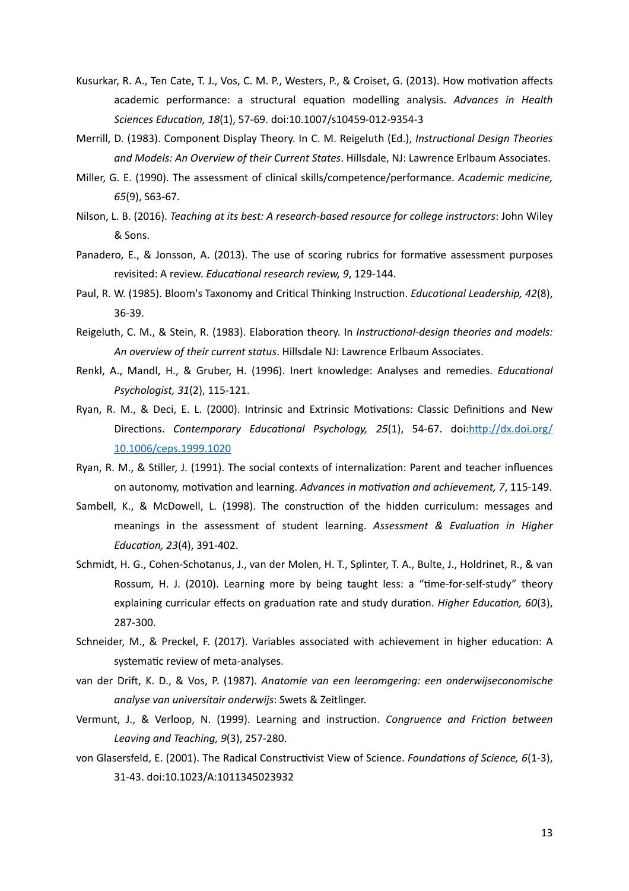Kusurkar, R. A., Ten Cate, T. J., Vos, C. M. P., Westers, P., & Croiset, G. (2013). How motivation affects academic performance: a structural equation modelling analysis. *Advances in Health Sciences Education, 18*(1), 57-69. doi:10.1007/s10459-012-9354-3

Merrill, D. (1983). Component Display Theory. In C. M. Reigeluth (Ed.), *Instructional Design Theories and Models: An Overview of their Current States*. Hillsdale, NJ: Lawrence Erlbaum Associates.

Miller, G. E. (1990). The assessment of clinical skills/competence/performance. *Academic medicine, 65*(9), S63-67.

Nilson, L. B. (2016). *Teaching at its best: A research-based resource for college instructors*: John Wiley & Sons.

Panadero, E., & Jonsson, A. (2013). The use of scoring rubrics for formative assessment purposes revisited: A review. *Educational research review, 9*, 129-144.

Paul, R. W. (1985). Bloom's Taxonomy and Critical Thinking Instruction. *Educational Leadership, 42*(8), 36-39.

Reigeluth, C. M., & Stein, R. (1983). Elaboration theory. In *Instructional-design theories and models: An overview of their current status*. Hillsdale NJ: Lawrence Erlbaum Associates.

Renkl, A., Mandl, H., & Gruber, H. (1996). Inert knowledge: Analyses and remedies. *Educational Psychologist, 31*(2), 115-121.

Ryan, R. M., & Deci, E. L. (2000). Intrinsic and Extrinsic Motivations: Classic Definitions and New Directions. *Contemporary Educational Psychology, 25*(1), 54-67. doi:[http://dx.doi.org/10.1006/ceps.1999.1020](http://dx.doi.org/10.1006/ceps.1999.1020)

Ryan, R. M., & Stiller, J. (1991). The social contexts of internalization: Parent and teacher influences on autonomy, motivation and learning. *Advances in motivation and achievement, 7*, 115-149.

Sambell, K., & McDowell, L. (1998). The construction of the hidden curriculum: messages and meanings in the assessment of student learning. *Assessment & Evaluation in Higher Education, 23*(4), 391-402.

Schmidt, H. G., Cohen-Schotanus, J., van der Molen, H. T., Splinter, T. A., Bulte, J., Holdrinet, R., & van Rossum, H. J. (2010). Learning more by being taught less: a "time-for-self-study" theory explaining curricular effects on graduation rate and study duration. *Higher Education, 60*(3), 287-300.

Schneider, M., & Preckel, F. (2017). Variables associated with achievement in higher education: A systematic review of meta-analyses.

van der Drift, K. D., & Vos, P. (1987). *Anatomie van een leeromgering: een onderwijseconomische analyse van universitair onderwijs*: Swets & Zeitlinger.

Vermunt, J., & Verloop, N. (1999). Learning and instruction. *Congruence and Friction between Leaving and Teaching, 9*(3), 257-280.

von Glasersfeld, E. (2001). The Radical Constructivist View of Science. *Foundations of Science, 6*(1-3), 31-43. doi:10.1023/A:1011345023932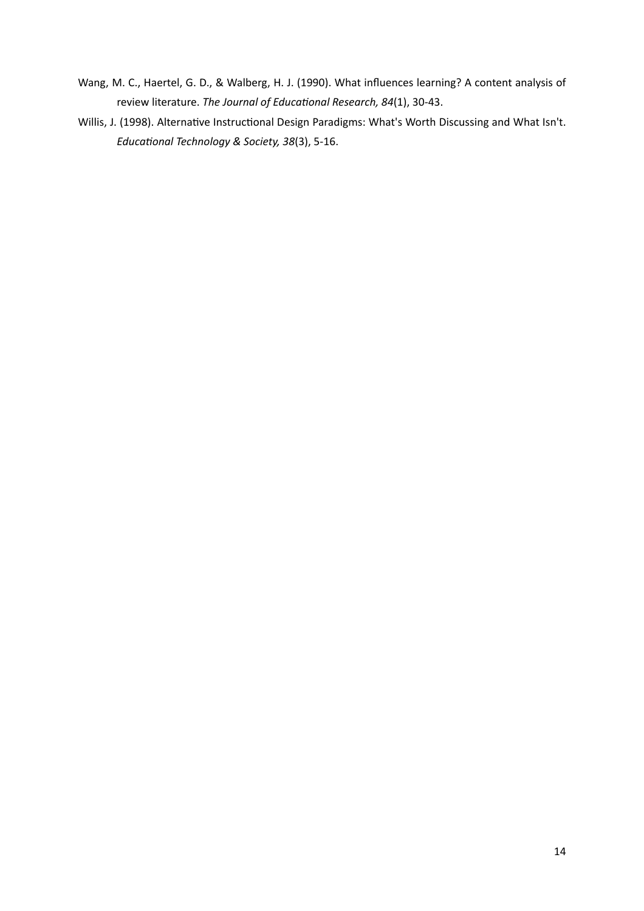Wang, M. C., Haertel, G. D., & Walberg, H. J. (1990). What influences learning? A content analysis of review literature. *The Journal of Educational Research, 84*(1), 30-43.

Willis, J. (1998). Alternative Instructional Design Paradigms: What's Worth Discussing and What Isn't. *Educational Technology & Society, 38*(3), 5-16.